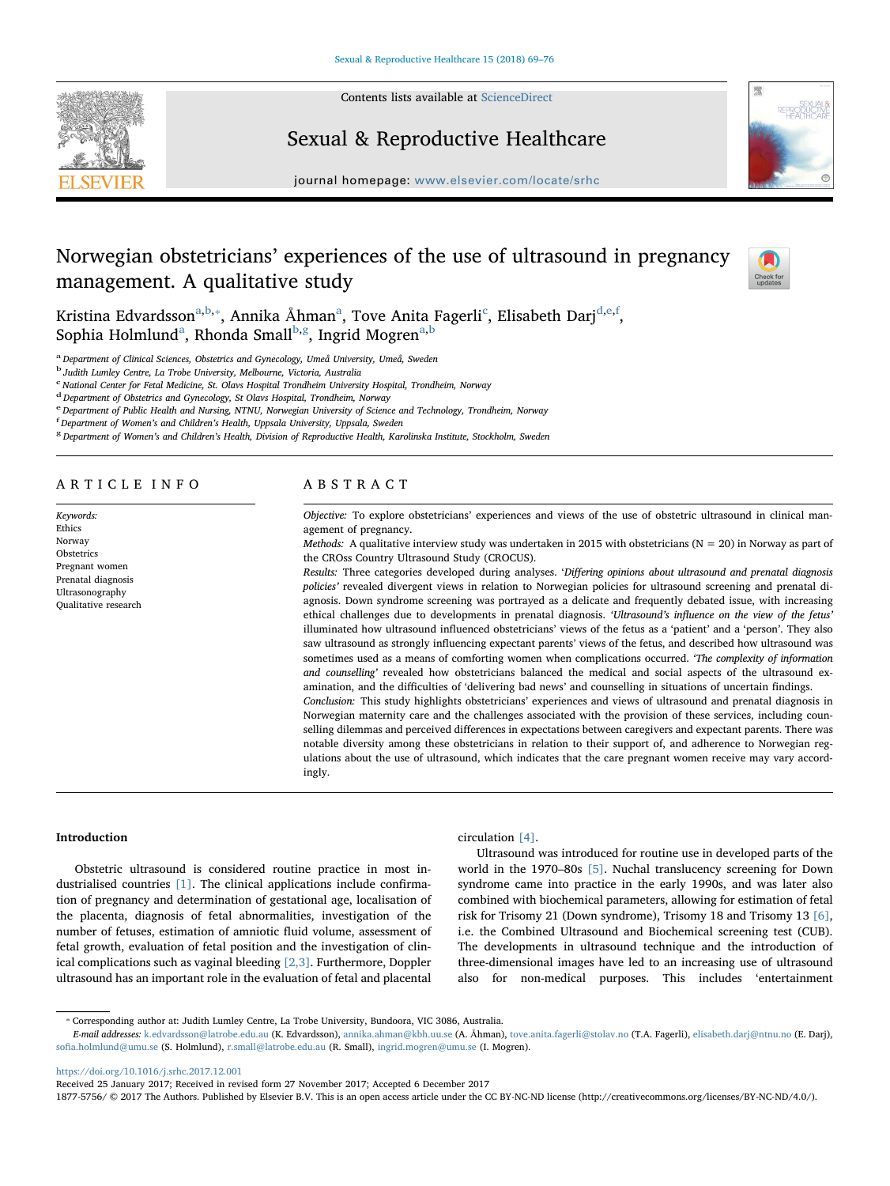# Norwegian obstetricians' experiences of the use of ultrasound in pregnancy management. A qualitative study

Kristina Edvardsson[a,b,*], Annika Åhman[a], Tove Anita Fagerli[c], Elisabeth Darj[d,e,f], Sophia Holmlund[a], Rhonda Small[b,g], Ingrid Mogren[a,b]

[a] Department of Clinical Sciences, Obstetrics and Gynecology, Umeå University, Umeå, Sweden
[b] Judith Lumley Centre, La Trobe University, Melbourne, Victoria, Australia
[c] National Center for Fetal Medicine, St. Olavs Hospital Trondheim University Hospital, Trondheim, Norway
[d] Department of Obstetrics and Gynecology, St Olavs Hospital, Trondheim, Norway
[e] Department of Public Health and Nursing, NTNU, Norwegian University of Science and Technology, Trondheim, Norway
[f] Department of Women's and Children's Health, Uppsala University, Uppsala, Sweden
[g] Department of Women's and Children's Health, Division of Reproductive Health, Karolinska Institute, Stockholm, Sweden

## ARTICLE INFO

*Keywords:*
Ethics
Norway
Obstetrics
Pregnant women
Prenatal diagnosis
Ultrasonography
Qualitative research

## ABSTRACT

*Objective:* To explore obstetricians' experiences and views of the use of obstetric ultrasound in clinical management of pregnancy.

*Methods:* A qualitative interview study was undertaken in 2015 with obstetricians (N = 20) in Norway as part of the CROss Country Ultrasound Study (CROCUS).

*Results:* Three categories developed during analyses. *'Differing opinions about ultrasound and prenatal diagnosis policies'* revealed divergent views in relation to Norwegian policies for ultrasound screening and prenatal diagnosis. Down syndrome screening was portrayed as a delicate and frequently debated issue, with increasing ethical challenges due to developments in prenatal diagnosis. *'Ultrasound's influence on the view of the fetus'* illuminated how ultrasound influenced obstetricians' views of the fetus as a 'patient' and a 'person'. They also saw ultrasound as strongly influencing expectant parents' views of the fetus, and described how ultrasound was sometimes used as a means of comforting women when complications occurred. *'The complexity of information and counselling'* revealed how obstetricians balanced the medical and social aspects of the ultrasound examination, and the difficulties of 'delivering bad news' and counselling in situations of uncertain findings.

*Conclusion:* This study highlights obstetricians' experiences and views of ultrasound and prenatal diagnosis in Norwegian maternity care and the challenges associated with the provision of these services, including counselling dilemmas and perceived differences in expectations between caregivers and expectant parents. There was notable diversity among these obstetricians in relation to their support of, and adherence to Norwegian regulations about the use of ultrasound, which indicates that the care pregnant women receive may vary accordingly.

## Introduction

Obstetric ultrasound is considered routine practice in most industrialised countries [1]. The clinical applications include confirmation of pregnancy and determination of gestational age, localisation of the placenta, diagnosis of fetal abnormalities, investigation of the number of fetuses, estimation of amniotic fluid volume, assessment of fetal growth, evaluation of fetal position and the investigation of clinical complications such as vaginal bleeding [2,3]. Furthermore, Doppler ultrasound has an important role in the evaluation of fetal and placental circulation [4].

Ultrasound was introduced for routine use in developed parts of the world in the 1970–80s [5]. Nuchal translucency screening for Down syndrome came into practice in the early 1990s, and was later also combined with biochemical parameters, allowing for estimation of fetal risk for Trisomy 21 (Down syndrome), Trisomy 18 and Trisomy 13 [6], i.e. the Combined Ultrasound and Biochemical screening test (CUB). The developments in ultrasound technique and the introduction of three-dimensional images have led to an increasing use of ultrasound also for non-medical purposes. This includes 'entertainment

* Corresponding author at: Judith Lumley Centre, La Trobe University, Bundoora, VIC 3086, Australia.
*E-mail addresses:* k.edvardsson@latrobe.edu.au (K. Edvardsson), annika.ahman@kbh.uu.se (A. Åhman), tove.anita.fagerli@stolav.no (T.A. Fagerli), elisabeth.darj@ntnu.no (E. Darj), sofia.holmlund@umu.se (S. Holmlund), r.small@latrobe.edu.au (R. Small), ingrid.mogren@umu.se (I. Mogren).

https://doi.org/10.1016/j.srhc.2017.12.001
Received 25 January 2017; Received in revised form 27 November 2017; Accepted 6 December 2017
1877-5756/ © 2017 The Authors. Published by Elsevier B.V. This is an open access article under the CC BY-NC-ND license (http://creativecommons.org/licenses/BY-NC-ND/4.0/).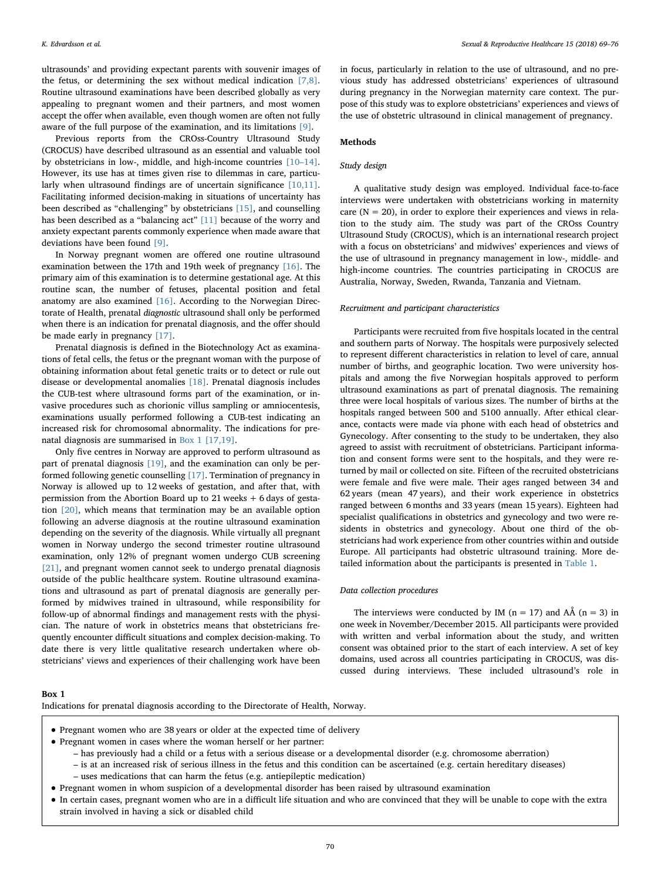ultrasounds' and providing expectant parents with souvenir images of the fetus, or determining the sex without medical indication [7,8]. Routine ultrasound examinations have been described globally as very appealing to pregnant women and their partners, and most women accept the offer when available, even though women are often not fully aware of the full purpose of the examination, and its limitations [9].

Previous reports from the CROss-Country Ultrasound Study (CROCUS) have described ultrasound as an essential and valuable tool by obstetricians in low-, middle, and high-income countries [10–14]. However, its use has at times given rise to dilemmas in care, particularly when ultrasound findings are of uncertain significance [10,11]. Facilitating informed decision-making in situations of uncertainty has been described as "challenging" by obstetricians [15], and counselling has been described as a "balancing act" [11] because of the worry and anxiety expectant parents commonly experience when made aware that deviations have been found [9].

In Norway pregnant women are offered one routine ultrasound examination between the 17th and 19th week of pregnancy [16]. The primary aim of this examination is to determine gestational age. At this routine scan, the number of fetuses, placental position and fetal anatomy are also examined [16]. According to the Norwegian Directorate of Health, prenatal *diagnostic* ultrasound shall only be performed when there is an indication for prenatal diagnosis, and the offer should be made early in pregnancy [17].

Prenatal diagnosis is defined in the Biotechnology Act as examinations of fetal cells, the fetus or the pregnant woman with the purpose of obtaining information about fetal genetic traits or to detect or rule out disease or developmental anomalies [18]. Prenatal diagnosis includes the CUB-test where ultrasound forms part of the examination, or invasive procedures such as chorionic villus sampling or amniocentesis, examinations usually performed following a CUB-test indicating an increased risk for chromosomal abnormality. The indications for prenatal diagnosis are summarised in Box 1 [17,19].

Only five centres in Norway are approved to perform ultrasound as part of prenatal diagnosis [19], and the examination can only be performed following genetic counselling [17]. Termination of pregnancy in Norway is allowed up to 12 weeks of gestation, and after that, with permission from the Abortion Board up to 21 weeks + 6 days of gestation [20], which means that termination may be an available option following an adverse diagnosis at the routine ultrasound examination depending on the severity of the diagnosis. While virtually all pregnant women in Norway undergo the second trimester routine ultrasound examination, only 12% of pregnant women undergo CUB screening [21], and pregnant women cannot seek to undergo prenatal diagnosis outside of the public healthcare system. Routine ultrasound examinations and ultrasound as part of prenatal diagnosis are generally performed by midwives trained in ultrasound, while responsibility for follow-up of abnormal findings and management rests with the physician. The nature of work in obstetrics means that obstetricians frequently encounter difficult situations and complex decision-making. To date there is very little qualitative research undertaken where obstetricians' views and experiences of their challenging work have been in focus, particularly in relation to the use of ultrasound, and no previous study has addressed obstetricians' experiences of ultrasound during pregnancy in the Norwegian maternity care context. The purpose of this study was to explore obstetricians' experiences and views of the use of obstetric ultrasound in clinical management of pregnancy.

## Methods

### *Study design*

A qualitative study design was employed. Individual face-to-face interviews were undertaken with obstetricians working in maternity care (N = 20), in order to explore their experiences and views in relation to the study aim. The study was part of the CROss Country Ultrasound Study (CROCUS), which is an international research project with a focus on obstetricians' and midwives' experiences and views of the use of ultrasound in pregnancy management in low-, middle- and high-income countries. The countries participating in CROCUS are Australia, Norway, Sweden, Rwanda, Tanzania and Vietnam.

### *Recruitment and participant characteristics*

Participants were recruited from five hospitals located in the central and southern parts of Norway. The hospitals were purposively selected to represent different characteristics in relation to level of care, annual number of births, and geographic location. Two were university hospitals and among the five Norwegian hospitals approved to perform ultrasound examinations as part of prenatal diagnosis. The remaining three were local hospitals of various sizes. The number of births at the hospitals ranged between 500 and 5100 annually. After ethical clearance, contacts were made via phone with each head of obstetrics and Gynecology. After consenting to the study to be undertaken, they also agreed to assist with recruitment of obstetricians. Participant information and consent forms were sent to the hospitals, and they were returned by mail or collected on site. Fifteen of the recruited obstetricians were female and five were male. Their ages ranged between 34 and 62 years (mean 47 years), and their work experience in obstetrics ranged between 6 months and 33 years (mean 15 years). Eighteen had specialist qualifications in obstetrics and gynecology and two were residents in obstetrics and gynecology. About one third of the obstetricians had work experience from other countries within and outside Europe. All participants had obstetric ultrasound training. More detailed information about the participants is presented in Table 1.

### *Data collection procedures*

The interviews were conducted by IM (n = 17) and AÅ (n = 3) in one week in November/December 2015. All participants were provided with written and verbal information about the study, and written consent was obtained prior to the start of each interview. A set of key domains, used across all countries participating in CROCUS, was discussed during interviews. These included ultrasound's role in

**Box 1**

Indications for prenatal diagnosis according to the Directorate of Health, Norway.

- Pregnant women who are 38 years or older at the expected time of delivery
- Pregnant women in cases where the woman herself or her partner:
  - has previously had a child or a fetus with a serious disease or a developmental disorder (e.g. chromosome aberration)
  - is at an increased risk of serious illness in the fetus and this condition can be ascertained (e.g. certain hereditary diseases)
  - uses medications that can harm the fetus (e.g. antiepileptic medication)
- Pregnant women in whom suspicion of a developmental disorder has been raised by ultrasound examination
- In certain cases, pregnant women who are in a difficult life situation and who are convinced that they will be unable to cope with the extra strain involved in having a sick or disabled child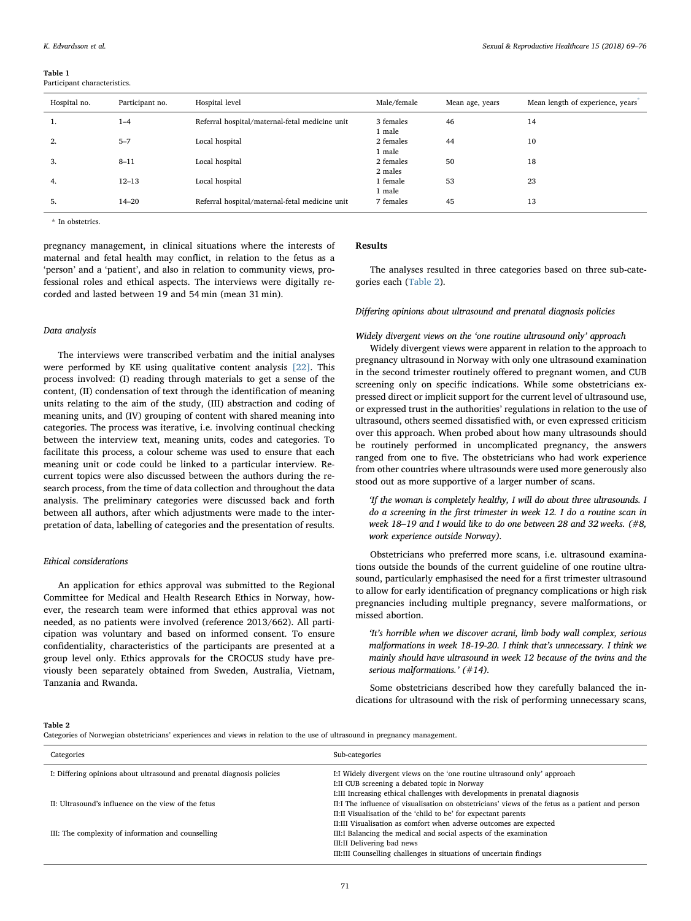Table 1
Participant characteristics.

| Hospital no. | Participant no. | Hospital level | Male/female | Mean age, years | Mean length of experience, years* |
|---|---|---|---|---|---|
| 1. | 1–4 | Referral hospital/maternal-fetal medicine unit | 3 females<br>1 male | 46 | 14 |
| 2. | 5–7 | Local hospital | 2 females<br>1 male | 44 | 10 |
| 3. | 8–11 | Local hospital | 2 females<br>2 males | 50 | 18 |
| 4. | 12–13 | Local hospital | 1 female<br>1 male | 53 | 23 |
| 5. | 14–20 | Referral hospital/maternal-fetal medicine unit | 7 females | 45 | 13 |

\* In obstetrics.

pregnancy management, in clinical situations where the interests of maternal and fetal health may conflict, in relation to the fetus as a 'person' and a 'patient', and also in relation to community views, professional roles and ethical aspects. The interviews were digitally recorded and lasted between 19 and 54 min (mean 31 min).

### Data analysis

The interviews were transcribed verbatim and the initial analyses were performed by KE using qualitative content analysis [22]. This process involved: (I) reading through materials to get a sense of the content, (II) condensation of text through the identification of meaning units relating to the aim of the study, (III) abstraction and coding of meaning units, and (IV) grouping of content with shared meaning into categories. The process was iterative, i.e. involving continual checking between the interview text, meaning units, codes and categories. To facilitate this process, a colour scheme was used to ensure that each meaning unit or code could be linked to a particular interview. Recurrent topics were also discussed between the authors during the research process, from the time of data collection and throughout the data analysis. The preliminary categories were discussed back and forth between all authors, after which adjustments were made to the interpretation of data, labelling of categories and the presentation of results.

### Ethical considerations

An application for ethics approval was submitted to the Regional Committee for Medical and Health Research Ethics in Norway, however, the research team were informed that ethics approval was not needed, as no patients were involved (reference 2013/662). All participation was voluntary and based on informed consent. To ensure confidentiality, characteristics of the participants are presented at a group level only. Ethics approvals for the CROCUS study have previously been separately obtained from Sweden, Australia, Vietnam, Tanzania and Rwanda.

## Results

The analyses resulted in three categories based on three sub-categories each (Table 2).

### *Differing opinions about ultrasound and prenatal diagnosis policies*

#### *Widely divergent views on the 'one routine ultrasound only' approach*

Widely divergent views were apparent in relation to the approach to pregnancy ultrasound in Norway with only one ultrasound examination in the second trimester routinely offered to pregnant women, and CUB screening only on specific indications. While some obstetricians expressed direct or implicit support for the current level of ultrasound use, or expressed trust in the authorities' regulations in relation to the use of ultrasound, others seemed dissatisfied with, or even expressed criticism over this approach. When probed about how many ultrasounds should be routinely performed in uncomplicated pregnancy, the answers ranged from one to five. The obstetricians who had work experience from other countries where ultrasounds were used more generously also stood out as more supportive of a larger number of scans.

> *'If the woman is completely healthy, I will do about three ultrasounds. I do a screening in the first trimester in week 12. I do a routine scan in week 18–19 and I would like to do one between 28 and 32 weeks. (#8, work experience outside Norway).*

Obstetricians who preferred more scans, i.e. ultrasound examinations outside the bounds of the current guideline of one routine ultrasound, particularly emphasised the need for a first trimester ultrasound to allow for early identification of pregnancy complications or high risk pregnancies including multiple pregnancy, severe malformations, or missed abortion.

> *'It's horrible when we discover acrani, limb body wall complex, serious malformations in week 18-19-20. I think that's unnecessary. I think we mainly should have ultrasound in week 12 because of the twins and the serious malformations.' (#14).*

Some obstetricians described how they carefully balanced the indications for ultrasound with the risk of performing unnecessary scans,

Table 2
Categories of Norwegian obstetricians' experiences and views in relation to the use of ultrasound in pregnancy management.

| Categories | Sub-categories |
|---|---|
| I: Differing opinions about ultrasound and prenatal diagnosis policies | I:I Widely divergent views on the 'one routine ultrasound only' approach<br>I:II CUB screening a debated topic in Norway<br>I:III Increasing ethical challenges with developments in prenatal diagnosis |
| II: Ultrasound's influence on the view of the fetus | II:I The influence of visualisation on obstetricians' views of the fetus as a patient and person<br>II:II Visualisation of the 'child to be' for expectant parents<br>II:III Visualisation as comfort when adverse outcomes are expected |
| III: The complexity of information and counselling | III:I Balancing the medical and social aspects of the examination<br>III:II Delivering bad news<br>III:III Counselling challenges in situations of uncertain findings |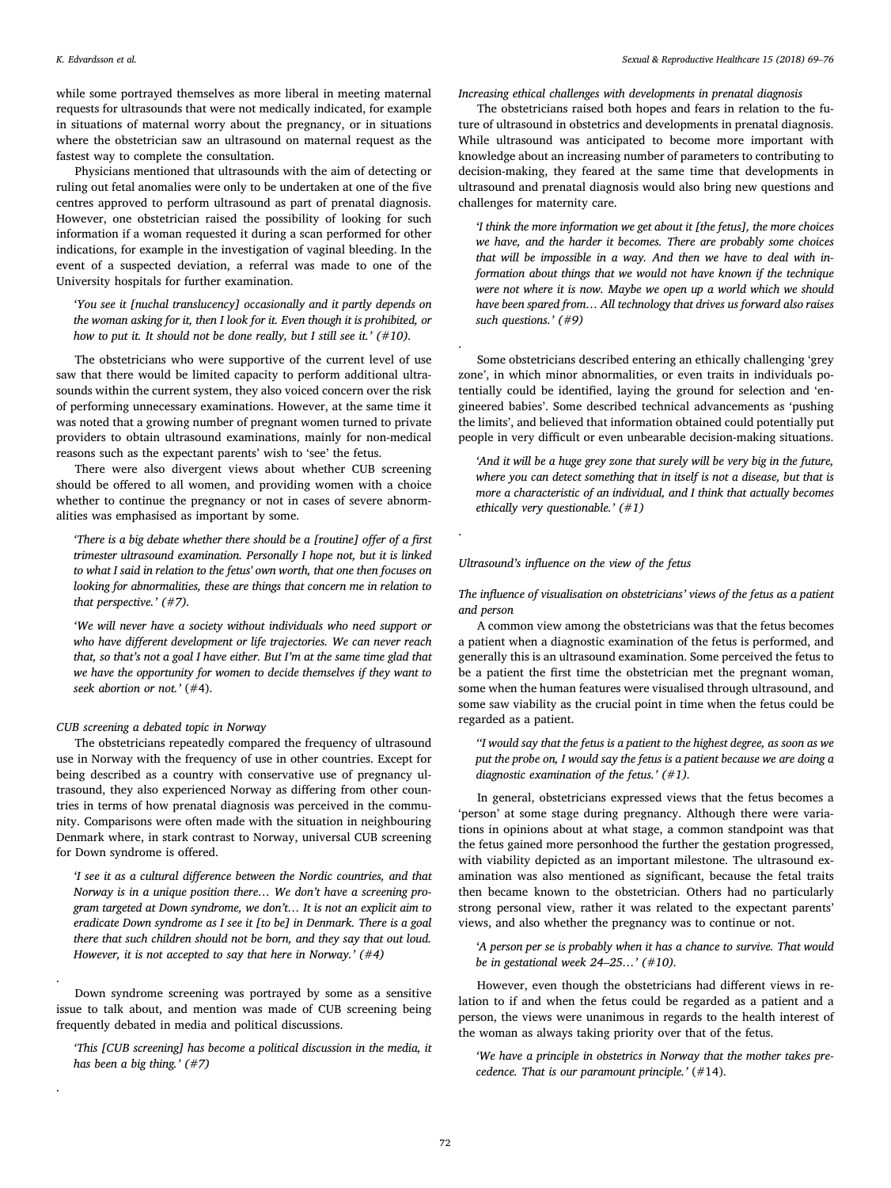while some portrayed themselves as more liberal in meeting maternal requests for ultrasounds that were not medically indicated, for example in situations of maternal worry about the pregnancy, or in situations where the obstetrician saw an ultrasound on maternal request as the fastest way to complete the consultation.

Physicians mentioned that ultrasounds with the aim of detecting or ruling out fetal anomalies were only to be undertaken at one of the five centres approved to perform ultrasound as part of prenatal diagnosis. However, one obstetrician raised the possibility of looking for such information if a woman requested it during a scan performed for other indications, for example in the investigation of vaginal bleeding. In the event of a suspected deviation, a referral was made to one of the University hospitals for further examination.

> *'You see it [nuchal translucency] occasionally and it partly depends on the woman asking for it, then I look for it. Even though it is prohibited, or how to put it. It should not be done really, but I still see it.' (#10).*

The obstetricians who were supportive of the current level of use saw that there would be limited capacity to perform additional ultrasounds within the current system, they also voiced concern over the risk of performing unnecessary examinations. However, at the same time it was noted that a growing number of pregnant women turned to private providers to obtain ultrasound examinations, mainly for non-medical reasons such as the expectant parents' wish to 'see' the fetus.

There were also divergent views about whether CUB screening should be offered to all women, and providing women with a choice whether to continue the pregnancy or not in cases of severe abnormalities was emphasised as important by some.

> *'There is a big debate whether there should be a [routine] offer of a first trimester ultrasound examination. Personally I hope not, but it is linked to what I said in relation to the fetus' own worth, that one then focuses on looking for abnormalities, these are things that concern me in relation to that perspective.' (#7).*

> *'We will never have a society without individuals who need support or who have different development or life trajectories. We can never reach that, so that's not a goal I have either. But I'm at the same time glad that we have the opportunity for women to decide themselves if they want to seek abortion or not.'* (#4).

*CUB screening a debated topic in Norway*

The obstetricians repeatedly compared the frequency of ultrasound use in Norway with the frequency of use in other countries. Except for being described as a country with conservative use of pregnancy ultrasound, they also experienced Norway as differing from other countries in terms of how prenatal diagnosis was perceived in the community. Comparisons were often made with the situation in neighbouring Denmark where, in stark contrast to Norway, universal CUB screening for Down syndrome is offered.

> *'I see it as a cultural difference between the Nordic countries, and that Norway is in a unique position there… We don't have a screening program targeted at Down syndrome, we don't… It is not an explicit aim to eradicate Down syndrome as I see it [to be] in Denmark. There is a goal there that such children should not be born, and they say that out loud. However, it is not accepted to say that here in Norway.' (#4)*

Down syndrome screening was portrayed by some as a sensitive issue to talk about, and mention was made of CUB screening being frequently debated in media and political discussions.

> *'This [CUB screening] has become a political discussion in the media, it has been a big thing.' (#7)*

*Increasing ethical challenges with developments in prenatal diagnosis*

The obstetricians raised both hopes and fears in relation to the future of ultrasound in obstetrics and developments in prenatal diagnosis. While ultrasound was anticipated to become more important with knowledge about an increasing number of parameters to contributing to decision-making, they feared at the same time that developments in ultrasound and prenatal diagnosis would also bring new questions and challenges for maternity care.

> *'I think the more information we get about it [the fetus], the more choices we have, and the harder it becomes. There are probably some choices that will be impossible in a way. And then we have to deal with information about things that we would not have known if the technique were not where it is now. Maybe we open up a world which we should have been spared from… All technology that drives us forward also raises such questions.' (#9)*

Some obstetricians described entering an ethically challenging 'grey zone', in which minor abnormalities, or even traits in individuals potentially could be identified, laying the ground for selection and 'engineered babies'. Some described technical advancements as 'pushing the limits', and believed that information obtained could potentially put people in very difficult or even unbearable decision-making situations.

> *'And it will be a huge grey zone that surely will be very big in the future, where you can detect something that in itself is not a disease, but that is more a characteristic of an individual, and I think that actually becomes ethically very questionable.' (#1)*

*Ultrasound's influence on the view of the fetus*

*The influence of visualisation on obstetricians' views of the fetus as a patient and person*

A common view among the obstetricians was that the fetus becomes a patient when a diagnostic examination of the fetus is performed, and generally this is an ultrasound examination. Some perceived the fetus to be a patient the first time the obstetrician met the pregnant woman, some when the human features were visualised through ultrasound, and some saw viability as the crucial point in time when the fetus could be regarded as a patient.

> *''I would say that the fetus is a patient to the highest degree, as soon as we put the probe on, I would say the fetus is a patient because we are doing a diagnostic examination of the fetus.' (#1).*

In general, obstetricians expressed views that the fetus becomes a 'person' at some stage during pregnancy. Although there were variations in opinions about at what stage, a common standpoint was that the fetus gained more personhood the further the gestation progressed, with viability depicted as an important milestone. The ultrasound examination was also mentioned as significant, because the fetal traits then became known to the obstetrician. Others had no particularly strong personal view, rather it was related to the expectant parents' views, and also whether the pregnancy was to continue or not.

> *'A person per se is probably when it has a chance to survive. That would be in gestational week 24–25…' (#10).*

However, even though the obstetricians had different views in relation to if and when the fetus could be regarded as a patient and a person, the views were unanimous in regards to the health interest of the woman as always taking priority over that of the fetus.

> *'We have a principle in obstetrics in Norway that the mother takes precedence. That is our paramount principle.'* (#14).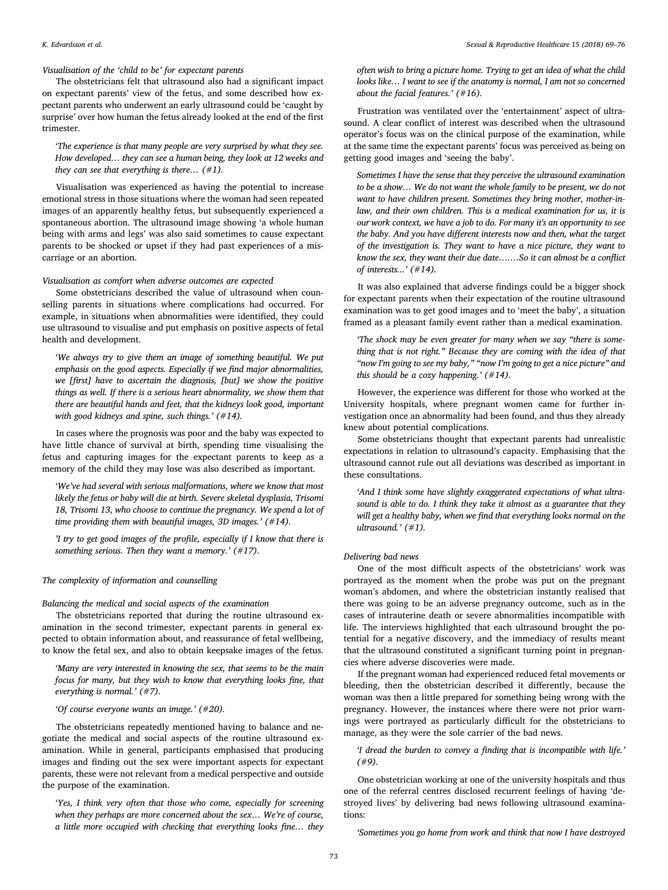*Visualisation of the 'child to be' for expectant parents*

The obstetricians felt that ultrasound also had a significant impact on expectant parents' view of the fetus, and some described how expectant parents who underwent an early ultrasound could be 'caught by surprise' over how human the fetus already looked at the end of the first trimester.

> *'The experience is that many people are very surprised by what they see. How developed… they can see a human being, they look at 12 weeks and they can see that everything is there… (#1).*

Visualisation was experienced as having the potential to increase emotional stress in those situations where the woman had seen repeated images of an apparently healthy fetus, but subsequently experienced a spontaneous abortion. The ultrasound image showing 'a whole human being with arms and legs' was also said sometimes to cause expectant parents to be shocked or upset if they had past experiences of a miscarriage or an abortion.

*Visualisation as comfort when adverse outcomes are expected*

Some obstetricians described the value of ultrasound when counselling parents in situations where complications had occurred. For example, in situations when abnormalities were identified, they could use ultrasound to visualise and put emphasis on positive aspects of fetal health and development.

> *'We always try to give them an image of something beautiful. We put emphasis on the good aspects. Especially if we find major abnormalities, we [first] have to ascertain the diagnosis, [but] we show the positive things as well. If there is a serious heart abnormality, we show them that there are beautiful hands and feet, that the kidneys look good, important with good kidneys and spine, such things.' (#14).*

In cases where the prognosis was poor and the baby was expected to have little chance of survival at birth, spending time visualising the fetus and capturing images for the expectant parents to keep as a memory of the child they may lose was also described as important.

> *'We've had several with serious malformations, where we know that most likely the fetus or baby will die at birth. Severe skeletal dysplasia, Trisomi 18, Trisomi 13, who choose to continue the pregnancy. We spend a lot of time providing them with beautiful images, 3D images.' (#14).*

> *'I try to get good images of the profile, especially if I know that there is something serious. Then they want a memory.' (#17).*

*The complexity of information and counselling*

*Balancing the medical and social aspects of the examination*

The obstetricians reported that during the routine ultrasound examination in the second trimester, expectant parents in general expected to obtain information about, and reassurance of fetal wellbeing, to know the fetal sex, and also to obtain keepsake images of the fetus.

> *'Many are very interested in knowing the sex, that seems to be the main focus for many, but they wish to know that everything looks fine, that everything is normal.' (#7).*

> *'Of course everyone wants an image.' (#20).*

The obstetricians repeatedly mentioned having to balance and negotiate the medical and social aspects of the routine ultrasound examination. While in general, participants emphasised that producing images and finding out the sex were important aspects for expectant parents, these were not relevant from a medical perspective and outside the purpose of the examination.

> *'Yes, I think very often that those who come, especially for screening when they perhaps are more concerned about the sex… We're of course, a little more occupied with checking that everything looks fine… they often wish to bring a picture home. Trying to get an idea of what the child looks like… I want to see if the anatomy is normal, I am not so concerned about the facial features.' (#16).*

Frustration was ventilated over the 'entertainment' aspect of ultrasound. A clear conflict of interest was described when the ultrasound operator's focus was on the clinical purpose of the examination, while at the same time the expectant parents' focus was perceived as being on getting good images and 'seeing the baby'.

> *Sometimes I have the sense that they perceive the ultrasound examination to be a show… We do not want the whole family to be present, we do not want to have children present. Sometimes they bring mother, mother-in-law, and their own children. This is a medical examination for us, it is our work context, we have a job to do. For many it's an opportunity to see the baby. And you have different interests now and then, what the target of the investigation is. They want to have a nice picture, they want to know the sex, they want their due date…….So it can almost be a conflict of interests...' (#14).*

It was also explained that adverse findings could be a bigger shock for expectant parents when their expectation of the routine ultrasound examination was to get good images and to 'meet the baby', a situation framed as a pleasant family event rather than a medical examination.

> *'The shock may be even greater for many when we say "there is something that is not right." Because they are coming with the idea of that "now I'm going to see my baby," "now I'm going to get a nice picture" and this should be a cozy happening.' (#14).*

However, the experience was different for those who worked at the University hospitals, where pregnant women came for further investigation once an abnormality had been found, and thus they already knew about potential complications.

Some obstetricians thought that expectant parents had unrealistic expectations in relation to ultrasound's capacity. Emphasising that the ultrasound cannot rule out all deviations was described as important in these consultations.

> *'And I think some have slightly exaggerated expectations of what ultrasound is able to do. I think they take it almost as a guarantee that they will get a healthy baby, when we find that everything looks normal on the ultrasound.' (#1).*

*Delivering bad news*

One of the most difficult aspects of the obstetricians' work was portrayed as the moment when the probe was put on the pregnant woman's abdomen, and where the obstetrician instantly realised that there was going to be an adverse pregnancy outcome, such as in the cases of intrauterine death or severe abnormalities incompatible with life. The interviews highlighted that each ultrasound brought the potential for a negative discovery, and the immediacy of results meant that the ultrasound constituted a significant turning point in pregnancies where adverse discoveries were made.

If the pregnant woman had experienced reduced fetal movements or bleeding, then the obstetrician described it differently, because the woman was then a little prepared for something being wrong with the pregnancy. However, the instances where there were not prior warnings were portrayed as particularly difficult for the obstetricians to manage, as they were the sole carrier of the bad news.

> *'I dread the burden to convey a finding that is incompatible with life.' (#9).*

One obstetrician working at one of the university hospitals and thus one of the referral centres disclosed recurrent feelings of having 'destroyed lives' by delivering bad news following ultrasound examinations:

> *'Sometimes you go home from work and think that now I have destroyed*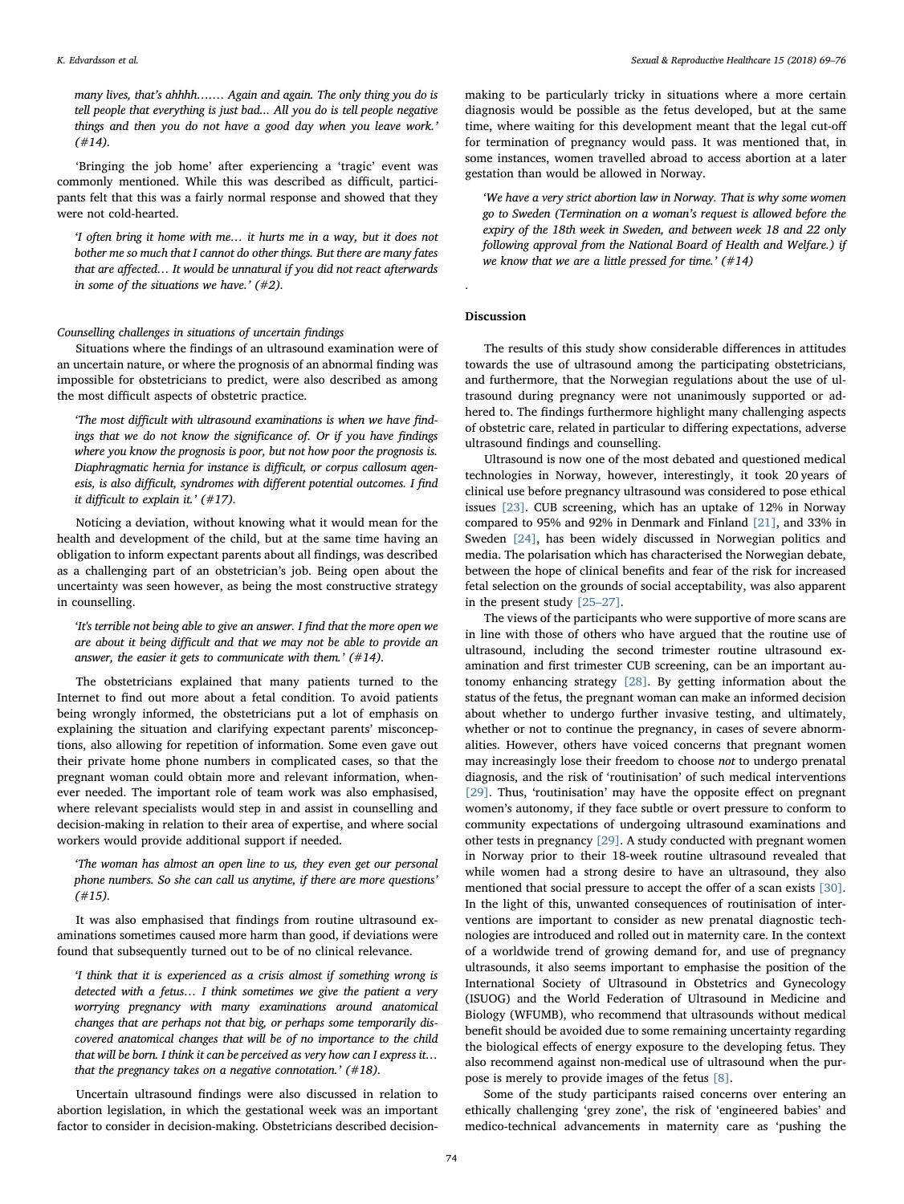many lives, that's ahhhh……. Again and again. The only thing you do is tell people that everything is just bad... All you do is tell people negative things and then you do not have a good day when you leave work.' (#14).

'Bringing the job home' after experiencing a 'tragic' event was commonly mentioned. While this was described as difficult, participants felt that this was a fairly normal response and showed that they were not cold-hearted.

> 'I often bring it home with me… it hurts me in a way, but it does not bother me so much that I cannot do other things. But there are many fates that are affected… It would be unnatural if you did not react afterwards in some of the situations we have.' (#2).

*Counselling challenges in situations of uncertain findings*

Situations where the findings of an ultrasound examination were of an uncertain nature, or where the prognosis of an abnormal finding was impossible for obstetricians to predict, were also described as among the most difficult aspects of obstetric practice.

> 'The most difficult with ultrasound examinations is when we have findings that we do not know the significance of. Or if you have findings where you know the prognosis is poor, but not how poor the prognosis is. Diaphragmatic hernia for instance is difficult, or corpus callosum agenesis, is also difficult, syndromes with different potential outcomes. I find it difficult to explain it.' (#17).

Noticing a deviation, without knowing what it would mean for the health and development of the child, but at the same time having an obligation to inform expectant parents about all findings, was described as a challenging part of an obstetrician's job. Being open about the uncertainty was seen however, as being the most constructive strategy in counselling.

> 'It's terrible not being able to give an answer. I find that the more open we are about it being difficult and that we may not be able to provide an answer, the easier it gets to communicate with them.' (#14).

The obstetricians explained that many patients turned to the Internet to find out more about a fetal condition. To avoid patients being wrongly informed, the obstetricians put a lot of emphasis on explaining the situation and clarifying expectant parents' misconceptions, also allowing for repetition of information. Some even gave out their private home phone numbers in complicated cases, so that the pregnant woman could obtain more and relevant information, whenever needed. The important role of team work was also emphasised, where relevant specialists would step in and assist in counselling and decision-making in relation to their area of expertise, and where social workers would provide additional support if needed.

> 'The woman has almost an open line to us, they even get our personal phone numbers. So she can call us anytime, if there are more questions' (#15).

It was also emphasised that findings from routine ultrasound examinations sometimes caused more harm than good, if deviations were found that subsequently turned out to be of no clinical relevance.

> 'I think that it is experienced as a crisis almost if something wrong is detected with a fetus… I think sometimes we give the patient a very worrying pregnancy with many examinations around anatomical changes that are perhaps not that big, or perhaps some temporarily discovered anatomical changes that will be of no importance to the child that will be born. I think it can be perceived as very how can I express it… that the pregnancy takes on a negative connotation.' (#18).

Uncertain ultrasound findings were also discussed in relation to abortion legislation, in which the gestational week was an important factor to consider in decision-making. Obstetricians described decision-making to be particularly tricky in situations where a more certain diagnosis would be possible as the fetus developed, but at the same time, where waiting for this development meant that the legal cut-off for termination of pregnancy would pass. It was mentioned that, in some instances, women travelled abroad to access abortion at a later gestation than would be allowed in Norway.

> 'We have a very strict abortion law in Norway. That is why some women go to Sweden (Termination on a woman's request is allowed before the expiry of the 18th week in Sweden, and between week 18 and 22 only following approval from the National Board of Health and Welfare.) if we know that we are a little pressed for time.' (#14)

.

## Discussion

The results of this study show considerable differences in attitudes towards the use of ultrasound among the participating obstetricians, and furthermore, that the Norwegian regulations about the use of ultrasound during pregnancy were not unanimously supported or adhered to. The findings furthermore highlight many challenging aspects of obstetric care, related in particular to differing expectations, adverse ultrasound findings and counselling.

Ultrasound is now one of the most debated and questioned medical technologies in Norway, however, interestingly, it took 20 years of clinical use before pregnancy ultrasound was considered to pose ethical issues [23]. CUB screening, which has an uptake of 12% in Norway compared to 95% and 92% in Denmark and Finland [21], and 33% in Sweden [24], has been widely discussed in Norwegian politics and media. The polarisation which has characterised the Norwegian debate, between the hope of clinical benefits and fear of the risk for increased fetal selection on the grounds of social acceptability, was also apparent in the present study [25–27].

The views of the participants who were supportive of more scans are in line with those of others who have argued that the routine use of ultrasound, including the second trimester routine ultrasound examination and first trimester CUB screening, can be an important autonomy enhancing strategy [28]. By getting information about the status of the fetus, the pregnant woman can make an informed decision about whether to undergo further invasive testing, and ultimately, whether or not to continue the pregnancy, in cases of severe abnormalities. However, others have voiced concerns that pregnant women may increasingly lose their freedom to choose *not* to undergo prenatal diagnosis, and the risk of 'routinisation' of such medical interventions [29]. Thus, 'routinisation' may have the opposite effect on pregnant women's autonomy, if they face subtle or overt pressure to conform to community expectations of undergoing ultrasound examinations and other tests in pregnancy [29]. A study conducted with pregnant women in Norway prior to their 18-week routine ultrasound revealed that while women had a strong desire to have an ultrasound, they also mentioned that social pressure to accept the offer of a scan exists [30]. In the light of this, unwanted consequences of routinisation of interventions are important to consider as new prenatal diagnostic technologies are introduced and rolled out in maternity care. In the context of a worldwide trend of growing demand for, and use of pregnancy ultrasounds, it also seems important to emphasise the position of the International Society of Ultrasound in Obstetrics and Gynecology (ISUOG) and the World Federation of Ultrasound in Medicine and Biology (WFUMB), who recommend that ultrasounds without medical benefit should be avoided due to some remaining uncertainty regarding the biological effects of energy exposure to the developing fetus. They also recommend against non-medical use of ultrasound when the purpose is merely to provide images of the fetus [8].

Some of the study participants raised concerns over entering an ethically challenging 'grey zone', the risk of 'engineered babies' and medico-technical advancements in maternity care as 'pushing the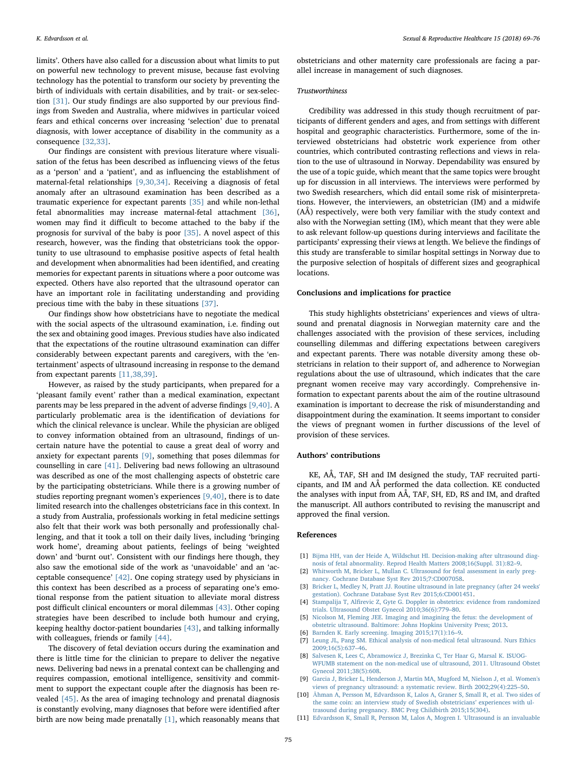limits'. Others have also called for a discussion about what limits to put on powerful new technology to prevent misuse, because fast evolving technology has the potential to transform our society by preventing the birth of individuals with certain disabilities, and by trait- or sex-selection [31]. Our study findings are also supported by our previous findings from Sweden and Australia, where midwives in particular voiced fears and ethical concerns over increasing 'selection' due to prenatal diagnosis, with lower acceptance of disability in the community as a consequence [32,33].

Our findings are consistent with previous literature where visualisation of the fetus has been described as influencing views of the fetus as a 'person' and a 'patient', and as influencing the establishment of maternal-fetal relationships [9,30,34]. Receiving a diagnosis of fetal anomaly after an ultrasound examination has been described as a traumatic experience for expectant parents [35] and while non-lethal fetal abnormalities may increase maternal-fetal attachment [36], women may find it difficult to become attached to the baby if the prognosis for survival of the baby is poor [35]. A novel aspect of this research, however, was the finding that obstetricians took the opportunity to use ultrasound to emphasise positive aspects of fetal health and development when abnormalities had been identified, and creating memories for expectant parents in situations where a poor outcome was expected. Others have also reported that the ultrasound operator can have an important role in facilitating understanding and providing precious time with the baby in these situations [37].

Our findings show how obstetricians have to negotiate the medical with the social aspects of the ultrasound examination, i.e. finding out the sex and obtaining good images. Previous studies have also indicated that the expectations of the routine ultrasound examination can differ considerably between expectant parents and caregivers, with the 'entertainment' aspects of ultrasound increasing in response to the demand from expectant parents [11,38,39].

However, as raised by the study participants, when prepared for a 'pleasant family event' rather than a medical examination, expectant parents may be less prepared in the advent of adverse findings [9,40]. A particularly problematic area is the identification of deviations for which the clinical relevance is unclear. While the physician are obliged to convey information obtained from an ultrasound, findings of uncertain nature have the potential to cause a great deal of worry and anxiety for expectant parents [9], something that poses dilemmas for counselling in care [41]. Delivering bad news following an ultrasound was described as one of the most challenging aspects of obstetric care by the participating obstetricians. While there is a growing number of studies reporting pregnant women's experiences [9,40], there is to date limited research into the challenges obstetricians face in this context. In a study from Australia, professionals working in fetal medicine settings also felt that their work was both personally and professionally challenging, and that it took a toll on their daily lives, including 'bringing work home', dreaming about patients, feelings of being 'weighted down' and 'burnt out'. Consistent with our findings here though, they also saw the emotional side of the work as 'unavoidable' and an 'acceptable consequence' [42]. One coping strategy used by physicians in this context has been described as a process of separating one's emotional response from the patient situation to alleviate moral distress post difficult clinical encounters or moral dilemmas [43]. Other coping strategies have been described to include both humour and crying, keeping healthy doctor-patient boundaries [43], and talking informally with colleagues, friends or family [44].

The discovery of fetal deviation occurs during the examination and there is little time for the clinician to prepare to deliver the negative news. Delivering bad news in a prenatal context can be challenging and requires compassion, emotional intelligence, sensitivity and commitment to support the expectant couple after the diagnosis has been revealed [45]. As the area of imaging technology and prenatal diagnosis is constantly evolving, many diagnoses that before were identified after birth are now being made prenatally [1], which reasonably means that obstetricians and other maternity care professionals are facing a parallel increase in management of such diagnoses.

### *Trustworthiness*

Credibility was addressed in this study though recruitment of participants of different genders and ages, and from settings with different hospital and geographic characteristics. Furthermore, some of the interviewed obstetricians had obstetric work experience from other countries, which contributed contrasting reflections and views in relation to the use of ultrasound in Norway. Dependability was ensured by the use of a topic guide, which meant that the same topics were brought up for discussion in all interviews. The interviews were performed by two Swedish researchers, which did entail some risk of misinterpretations. However, the interviewers, an obstetrician (IM) and a midwife (AÅ) respectively, were both very familiar with the study context and also with the Norwegian setting (IM), which meant that they were able to ask relevant follow-up questions during interviews and facilitate the participants' expressing their views at length. We believe the findings of this study are transferable to similar hospital settings in Norway due to the purposive selection of hospitals of different sizes and geographical locations.

## Conclusions and implications for practice

This study highlights obstetricians' experiences and views of ultrasound and prenatal diagnosis in Norwegian maternity care and the challenges associated with the provision of these services, including counselling dilemmas and differing expectations between caregivers and expectant parents. There was notable diversity among these obstetricians in relation to their support of, and adherence to Norwegian regulations about the use of ultrasound, which indicates that the care pregnant women receive may vary accordingly. Comprehensive information to expectant parents about the aim of the routine ultrasound examination is important to decrease the risk of misunderstanding and disappointment during the examination. It seems important to consider the views of pregnant women in further discussions of the level of provision of these services.

## Authors' contributions

KE, AÅ, TAF, SH and IM designed the study, TAF recruited participants, and IM and AÅ performed the data collection. KE conducted the analyses with input from AÅ, TAF, SH, ED, RS and IM, and drafted the manuscript. All authors contributed to revising the manuscript and approved the final version.

## References

[1] Bijma HH, van der Heide A, Wildschut HI. Decision-making after ultrasound diagnosis of fetal abnormality. Reprod Health Matters 2008;16(Suppl. 31):82–9.

[2] Whitworth M, Bricker L, Mullan C. Ultrasound for fetal assessment in early pregnancy. Cochrane Database Syst Rev 2015;7:CD007058.

[3] Bricker L, Medley N, Pratt JJ. Routine ultrasound in late pregnancy (after 24 weeks' gestation). Cochrane Database Syst Rev 2015;6:CD001451.

[4] Stampalija T, Alfirevic Z, Gyte G. Doppler in obstetrics: evidence from randomized trials. Ultrasound Obstet Gynecol 2010;36(6):779–80.

[5] Nicolson M, Fleming JEE. Imaging and imagining the fetus: the development of obstetric ultrasound. Baltimore: Johns Hopkins University Press; 2013.

[6] Barnden K. Early screening. Imaging 2015;17(1):16–9.

[7] Leung JL, Pang SM. Ethical analysis of non-medical fetal ultrasound. Nurs Ethics 2009;16(5):637–46.

[8] Salvesen K, Lees C, Abramowicz J, Brezinka C, Ter Haar G, Marsal K. ISUOG-WFUMB statement on the non-medical use of ultrasound, 2011. Ultrasound Obstet Gynecol 2011;38(5):608.

[9] Garcia J, Bricker L, Henderson J, Martin MA, Mugford M, Nielson J, et al. Women's views of pregnancy ultrasound: a systematic review. Birth 2002;29(4):225–50.

[10] Åhman A, Persson M, Edvardsson K, Lalos A, Graner S, Small R, et al. Two sides of the same coin: an interview study of Swedish obstetricians' experiences with ultrasound during pregnancy. BMC Preg Childbirth 2015;15(304).

[11] Edvardsson K, Small R, Persson M, Lalos A, Mogren I. 'Ultrasound is an invaluable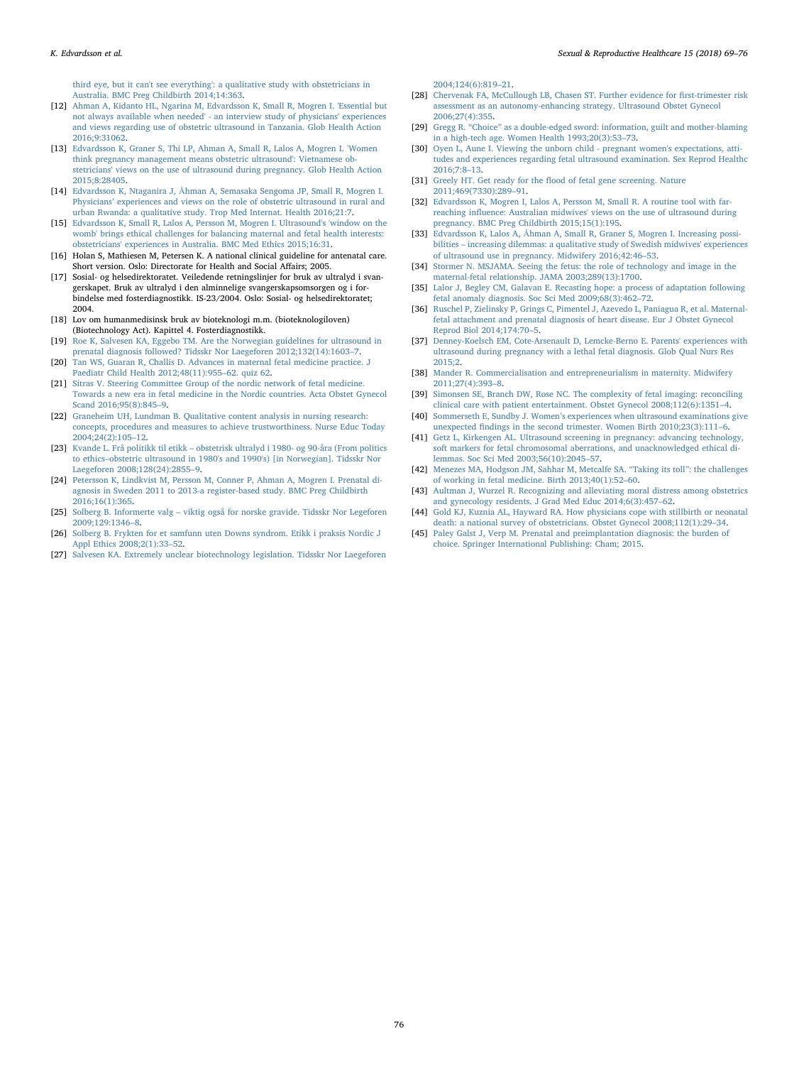third eye, but it can't see everything': a qualitative study with obstetricians in Australia. BMC Preg Childbirth 2014;14:363.

[12] Ahman A, Kidanto HL, Ngarina M, Edvardsson K, Small R, Mogren I. 'Essential but not always available when needed' - an interview study of physicians' experiences and views regarding use of obstetric ultrasound in Tanzania. Glob Health Action 2016;9:31062.

[13] Edvardsson K, Graner S, Thi LP, Ahman A, Small R, Lalos A, Mogren I. 'Women think pregnancy management means obstetric ultrasound': Vietnamese obstetricians' views on the use of ultrasound during pregnancy. Glob Health Action 2015;8:28405.

[14] Edvardsson K, Ntaganira J, Åhman A, Semasaka Sengoma JP, Small R, Mogren I. Physicians' experiences and views on the role of obstetric ultrasound in rural and urban Rwanda: a qualitative study. Trop Med Internat. Health 2016;21:7.

[15] Edvardsson K, Small R, Lalos A, Persson M, Mogren I. Ultrasound's 'window on the womb' brings ethical challenges for balancing maternal and fetal health interests: obstetricians' experiences in Australia. BMC Med Ethics 2015;16:31.

[16] Holan S, Mathiesen M, Petersen K. A national clinical guideline for antenatal care. Short version. Oslo: Directorate for Health and Social Affairs; 2005.

[17] Sosial- og helsedirektoratet. Veiledende retningslinjer for bruk av ultralyd i svangerskapet. Bruk av ultralyd i den alminnelige svangerskapsomsorgen og i forbindelse med fosterdiagnostikk. IS-23/2004. Oslo: Sosial- og helsedirektoratet; 2004.

[18] Lov om humanmedisinsk bruk av bioteknologi m.m. (bioteknologiloven) (Biotechnology Act). Kapittel 4. Fosterdiagnostikk.

[19] Roe K, Salvesen KA, Eggebo TM. Are the Norwegian guidelines for ultrasound in prenatal diagnosis followed? Tidsskr Nor Laegeforen 2012;132(14):1603–7.

[20] Tan WS, Guaran R, Challis D. Advances in maternal fetal medicine practice. J Paediatr Child Health 2012;48(11):955–62. quiz 62.

[21] Sitras V. Steering Committee Group of the nordic network of fetal medicine. Towards a new era in fetal medicine in the Nordic countries. Acta Obstet Gynecol Scand 2016;95(8):845–9.

[22] Graneheim UH, Lundman B. Qualitative content analysis in nursing research: concepts, procedures and measures to achieve trustworthiness. Nurse Educ Today 2004;24(2):105–12.

[23] Kvande L. Frå politikk til etikk – obstetrisk ultralyd i 1980- og 90-åra (From politics to ethics–obstetric ultrasound in 1980's and 1990's) [in Norwegian]. Tidsskr Nor Laegeforen 2008;128(24):2855–9.

[24] Petersson K, Lindkvist M, Persson M, Conner P, Ahman A, Mogren I. Prenatal diagnosis in Sweden 2011 to 2013-a register-based study. BMC Preg Childbirth 2016;16(1):365.

[25] Solberg B. Informerte valg – viktig også for norske gravide. Tidsskr Nor Legeforen 2009;129:1346–8.

[26] Solberg B. Frykten for et samfunn uten Downs syndrom. Etikk i praksis Nordic J Appl Ethics 2008;2(1):33–52.

[27] Salvesen KA. Extremely unclear biotechnology legislation. Tidsskr Nor Laegeforen 2004;124(6):819–21.

[28] Chervenak FA, McCullough LB, Chasen ST. Further evidence for first-trimester risk assessment as an autonomy-enhancing strategy. Ultrasound Obstet Gynecol 2006;27(4):355.

[29] Gregg R. "Choice" as a double-edged sword: information, guilt and mother-blaming in a high-tech age. Women Health 1993;20(3):53–73.

[30] Oyen L, Aune I. Viewing the unborn child - pregnant women's expectations, attitudes and experiences regarding fetal ultrasound examination. Sex Reprod Healthc 2016;7:8–13.

[31] Greely HT. Get ready for the flood of fetal gene screening. Nature 2011;469(7330):289–91.

[32] Edvardsson K, Mogren I, Lalos A, Persson M, Small R. A routine tool with far-reaching influence: Australian midwives' views on the use of ultrasound during pregnancy. BMC Preg Childbirth 2015;15(1):195.

[33] Edvardsson K, Lalos A, Åhman A, Small R, Graner S, Mogren I. Increasing possibilities – increasing dilemmas: a qualitative study of Swedish midwives' experiences of ultrasound use in pregnancy. Midwifery 2016;42:46–53.

[34] Stormer N. MSJAMA. Seeing the fetus: the role of technology and image in the maternal-fetal relationship. JAMA 2003;289(13):1700.

[35] Lalor J, Begley CM, Galavan E. Recasting hope: a process of adaptation following fetal anomaly diagnosis. Soc Sci Med 2009;68(3):462–72.

[36] Ruschel P, Zielinsky P, Grings C, Pimentel J, Azevedo L, Paniagua R, et al. Maternal-fetal attachment and prenatal diagnosis of heart disease. Eur J Obstet Gynecol Reprod Biol 2014;174:70–5.

[37] Denney-Koelsch EM, Cote-Arsenault D, Lemcke-Berno E. Parents' experiences with ultrasound during pregnancy with a lethal fetal diagnosis. Glob Qual Nurs Res 2015;2.

[38] Mander R. Commercialisation and entrepreneurialism in maternity. Midwifery 2011;27(4):393–8.

[39] Simonsen SE, Branch DW, Rose NC. The complexity of fetal imaging: reconciling clinical care with patient entertainment. Obstet Gynecol 2008;112(6):1351–4.

[40] Sommerseth E, Sundby J. Women's experiences when ultrasound examinations give unexpected findings in the second trimester. Women Birth 2010;23(3):111–6.

[41] Getz L, Kirkengen AL. Ultrasound screening in pregnancy: advancing technology, soft markers for fetal chromosomal aberrations, and unacknowledged ethical dilemmas. Soc Sci Med 2003;56(10):2045–57.

[42] Menezes MA, Hodgson JM, Sahhar M, Metcalfe SA. "Taking its toll": the challenges of working in fetal medicine. Birth 2013;40(1):52–60.

[43] Aultman J, Wurzel R. Recognizing and alleviating moral distress among obstetrics and gynecology residents. J Grad Med Educ 2014;6(3):457–62.

[44] Gold KJ, Kuznia AL, Hayward RA. How physicians cope with stillbirth or neonatal death: a national survey of obstetricians. Obstet Gynecol 2008;112(1):29–34.

[45] Paley Galst J, Verp M. Prenatal and preimplantation diagnosis: the burden of choice. Springer International Publishing: Cham; 2015.